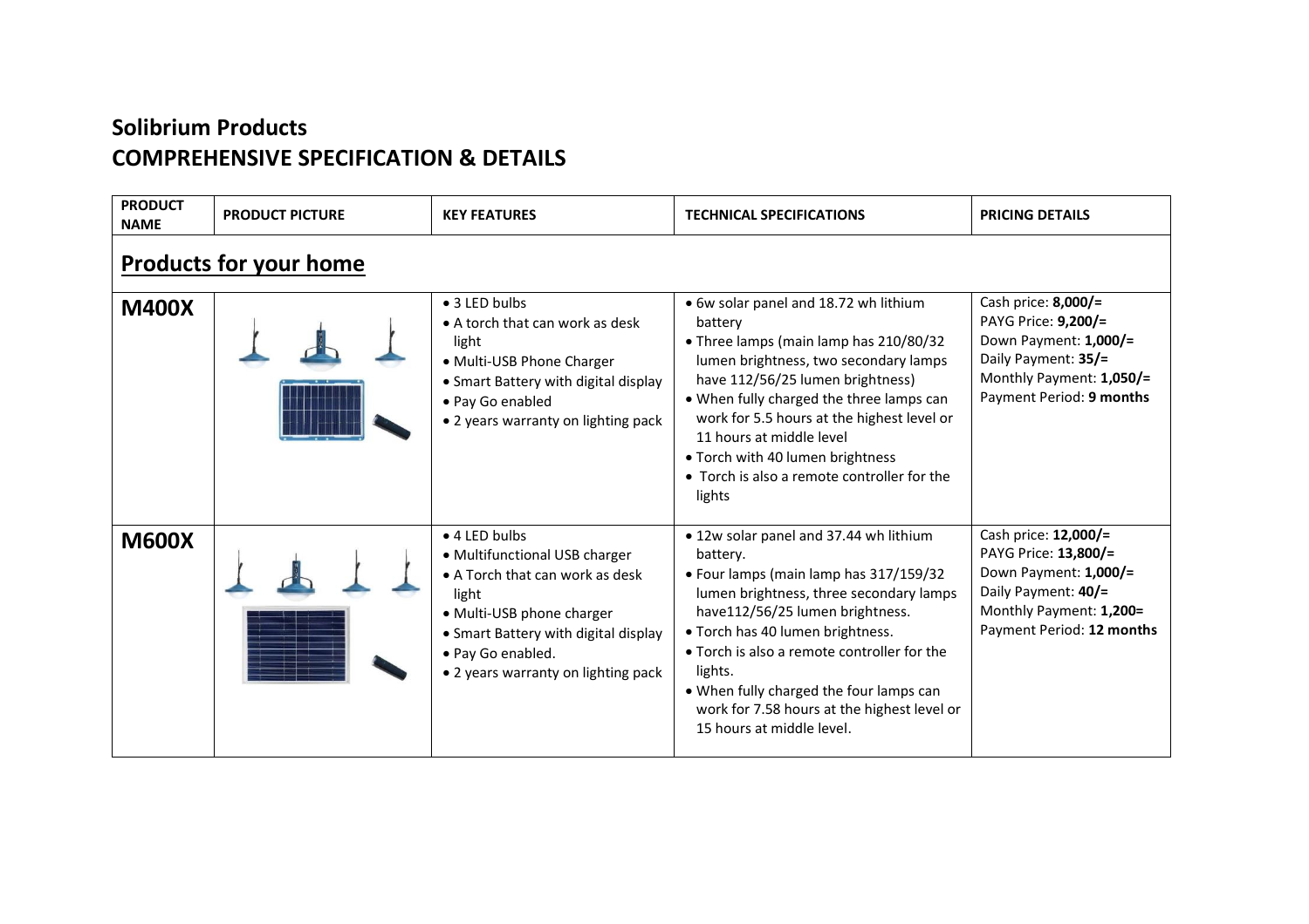## Solibrium Products
## COMPREHENSIVE SPECIFICATION & DETAILS

| PRODUCT NAME | PRODUCT PICTURE | KEY FEATURES | TECHNICAL SPECIFICATIONS | PRICING DETAILS |
|---|---|---|---|---|
| **Products for your home** | | | | |
| **M400X** | | • 3 LED bulbs<br>• A torch that can work as desk light<br>• Multi-USB Phone Charger<br>• Smart Battery with digital display<br>• Pay Go enabled<br>• 2 years warranty on lighting pack | • 6w solar panel and 18.72 wh lithium battery<br>• Three lamps (main lamp has 210/80/32 lumen brightness, two secondary lamps have 112/56/25 lumen brightness)<br>• When fully charged the three lamps can work for 5.5 hours at the highest level or 11 hours at middle level<br>• Torch with 40 lumen brightness<br>• Torch is also a remote controller for the lights | Cash price: **8,000/=**<br>PAYG Price: **9,200/=**<br>Down Payment: **1,000/=**<br>Daily Payment: **35/=**<br>Monthly Payment: **1,050/=**<br>Payment Period: **9 months** |
| **M600X** | | • 4 LED bulbs<br>• Multifunctional USB charger<br>• A Torch that can work as desk light<br>• Multi-USB phone charger<br>• Smart Battery with digital display<br>• Pay Go enabled.<br>• 2 years warranty on lighting pack | • 12w solar panel and 37.44 wh lithium battery.<br>• Four lamps (main lamp has 317/159/32 lumen brightness, three secondary lamps have112/56/25 lumen brightness.<br>• Torch has 40 lumen brightness.<br>• Torch is also a remote controller for the lights.<br>• When fully charged the four lamps can work for 7.58 hours at the highest level or 15 hours at middle level. | Cash price: **12,000/=**<br>PAYG Price: **13,800/=**<br>Down Payment: **1,000/=**<br>Daily Payment: **40/=**<br>Monthly Payment: **1,200=**<br>Payment Period: **12 months** |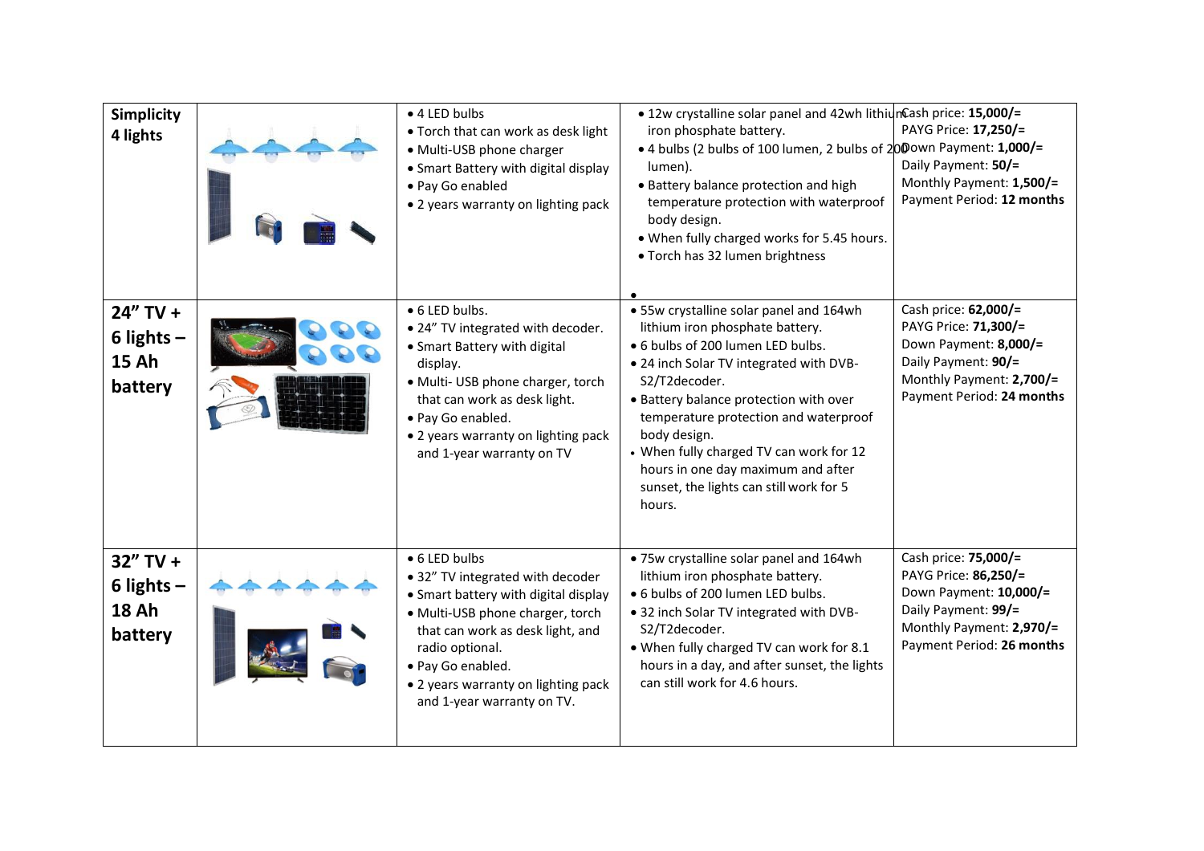| | | | | |
|---|---|---|---|---|
| **Simplicity 4 lights** | | • 4 LED bulbs<br>• Torch that can work as desk light<br>• Multi-USB phone charger<br>• Smart Battery with digital display<br>• Pay Go enabled<br>• 2 years warranty on lighting pack | • 12w crystalline solar panel and 42wh lithium iron phosphate battery.<br>• 4 bulbs (2 bulbs of 100 lumen, 2 bulbs of 200 lumen).<br>• Battery balance protection and high temperature protection with waterproof body design.<br>• When fully charged works for 5.45 hours.<br>• Torch has 32 lumen brightness<br>• | Cash price: **15,000/=**<br>PAYG Price: **17,250/=**<br>Down Payment: **1,000/=**<br>Daily Payment: **50/=**<br>Monthly Payment: **1,500/=**<br>Payment Period: **12 months** |
| **24" TV + 6 lights – 15 Ah battery** | | • 6 LED bulbs.<br>• 24" TV integrated with decoder.<br>• Smart Battery with digital display.<br>• Multi- USB phone charger, torch that can work as desk light.<br>• Pay Go enabled.<br>• 2 years warranty on lighting pack and 1-year warranty on TV | • 55w crystalline solar panel and 164wh lithium iron phosphate battery.<br>• 6 bulbs of 200 lumen LED bulbs.<br>• 24 inch Solar TV integrated with DVB-S2/T2decoder.<br>• Battery balance protection with over temperature protection and waterproof body design.<br>• When fully charged TV can work for 12 hours in one day maximum and after sunset, the lights can still work for 5 hours. | Cash price: **62,000/=**<br>PAYG Price: **71,300/=**<br>Down Payment: **8,000/=**<br>Daily Payment: **90/=**<br>Monthly Payment: **2,700/=**<br>Payment Period: **24 months** |
| **32" TV + 6 lights – 18 Ah battery** | | • 6 LED bulbs<br>• 32" TV integrated with decoder<br>• Smart battery with digital display<br>• Multi-USB phone charger, torch that can work as desk light, and radio optional.<br>• Pay Go enabled.<br>• 2 years warranty on lighting pack and 1-year warranty on TV. | • 75w crystalline solar panel and 164wh lithium iron phosphate battery.<br>• 6 bulbs of 200 lumen LED bulbs.<br>• 32 inch Solar TV integrated with DVB-S2/T2decoder.<br>• When fully charged TV can work for 8.1 hours in a day, and after sunset, the lights can still work for 4.6 hours. | Cash price: **75,000/=**<br>PAYG Price: **86,250/=**<br>Down Payment: **10,000/=**<br>Daily Payment: **99/=**<br>Monthly Payment: **2,970/=**<br>Payment Period: **26 months** |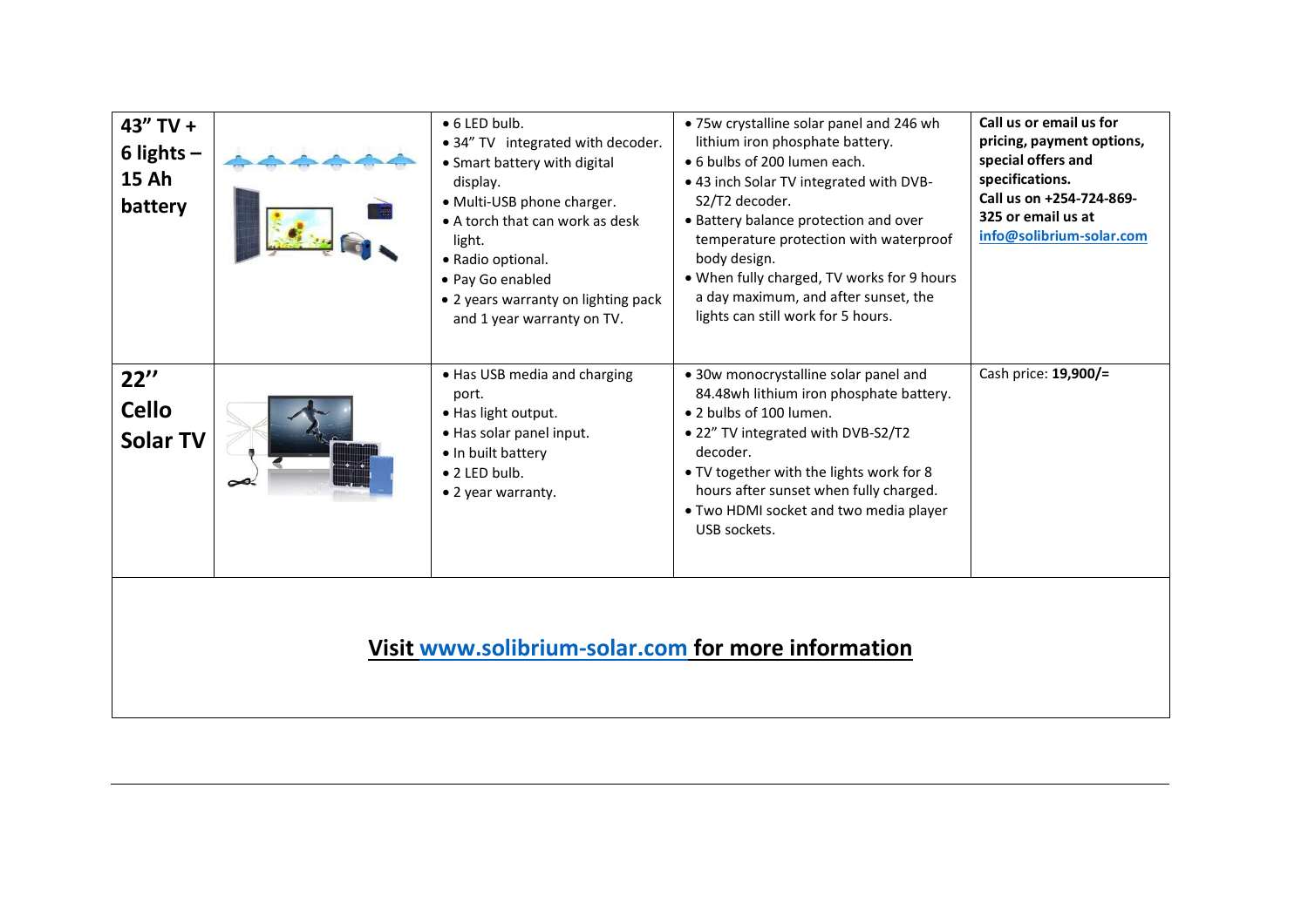| | | | | |
|---|---|---|---|---|
| **43" TV + 6 lights – 15 Ah battery** | | • 6 LED bulb.<br>• 34" TV integrated with decoder.<br>• Smart battery with digital display.<br>• Multi-USB phone charger.<br>• A torch that can work as desk light.<br>• Radio optional.<br>• Pay Go enabled<br>• 2 years warranty on lighting pack and 1 year warranty on TV. | • 75w crystalline solar panel and 246 wh lithium iron phosphate battery.<br>• 6 bulbs of 200 lumen each.<br>• 43 inch Solar TV integrated with DVB-S2/T2 decoder.<br>• Battery balance protection and over temperature protection with waterproof body design.<br>• When fully charged, TV works for 9 hours a day maximum, and after sunset, the lights can still work for 5 hours. | **Call us or email us for pricing, payment options, special offers and specifications. Call us on +254-724-869-325 or email us at info@solibrium-solar.com** |
| **22'' Cello Solar TV** | | • Has USB media and charging port.<br>• Has light output.<br>• Has solar panel input.<br>• In built battery<br>• 2 LED bulb.<br>• 2 year warranty. | • 30w monocrystalline solar panel and 84.48wh lithium iron phosphate battery.<br>• 2 bulbs of 100 lumen.<br>• 22" TV integrated with DVB-S2/T2 decoder.<br>• TV together with the lights work for 8 hours after sunset when fully charged.<br>• Two HDMI socket and two media player USB sockets. | Cash price: **19,900/=** |

**Visit www.solibrium-solar.com for more information**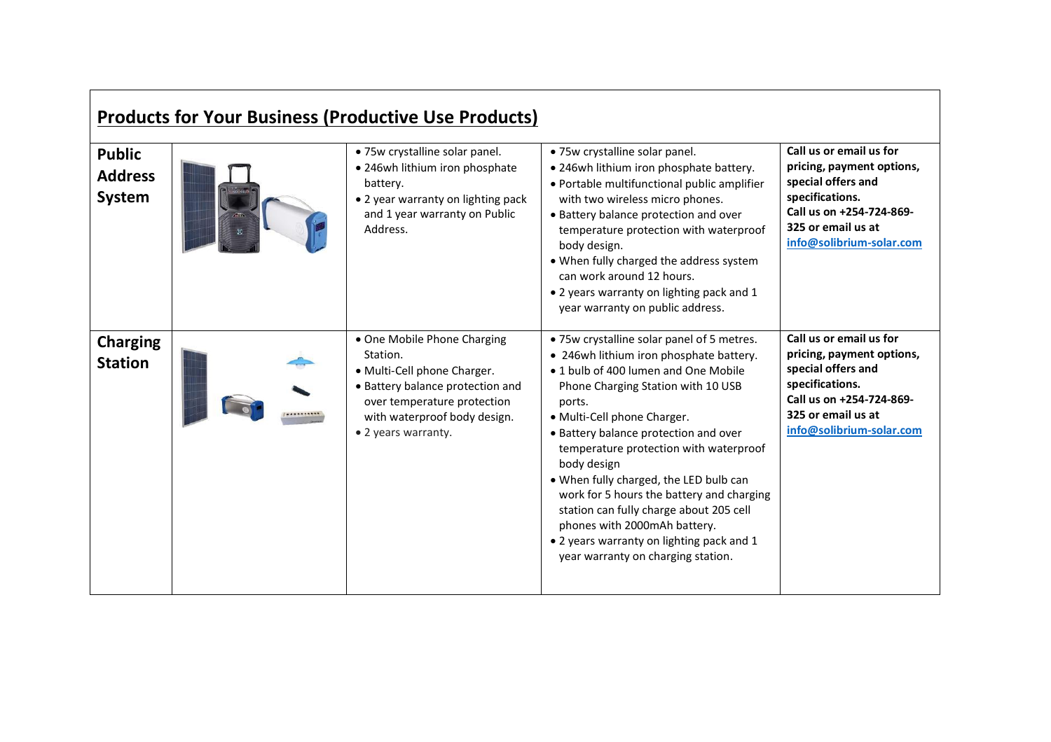## Products for Your Business (Productive Use Products)

| | | | | |
|---|---|---|---|---|
| **Public Address System** | | • 75w crystalline solar panel.<br>• 246wh lithium iron phosphate battery.<br>• 2 year warranty on lighting pack and 1 year warranty on Public Address. | • 75w crystalline solar panel.<br>• 246wh lithium iron phosphate battery.<br>• Portable multifunctional public amplifier with two wireless micro phones.<br>• Battery balance protection and over temperature protection with waterproof body design.<br>• When fully charged the address system can work around 12 hours.<br>• 2 years warranty on lighting pack and 1 year warranty on public address. | **Call us or email us for pricing, payment options, special offers and specifications. Call us on +254-724-869-325 or email us at [info@solibrium-solar.com](mailto:info@solibrium-solar.com)** |
| **Charging Station** | | • One Mobile Phone Charging Station.<br>• Multi-Cell phone Charger.<br>• Battery balance protection and over temperature protection with waterproof body design.<br>• 2 years warranty. | • 75w crystalline solar panel of 5 metres.<br>• 246wh lithium iron phosphate battery.<br>• 1 bulb of 400 lumen and One Mobile Phone Charging Station with 10 USB ports.<br>• Multi-Cell phone Charger.<br>• Battery balance protection and over temperature protection with waterproof body design<br>• When fully charged, the LED bulb can work for 5 hours the battery and charging station can fully charge about 205 cell phones with 2000mAh battery.<br>• 2 years warranty on lighting pack and 1 year warranty on charging station. | **Call us or email us for pricing, payment options, special offers and specifications. Call us on +254-724-869-325 or email us at [info@solibrium-solar.com](mailto:info@solibrium-solar.com)** |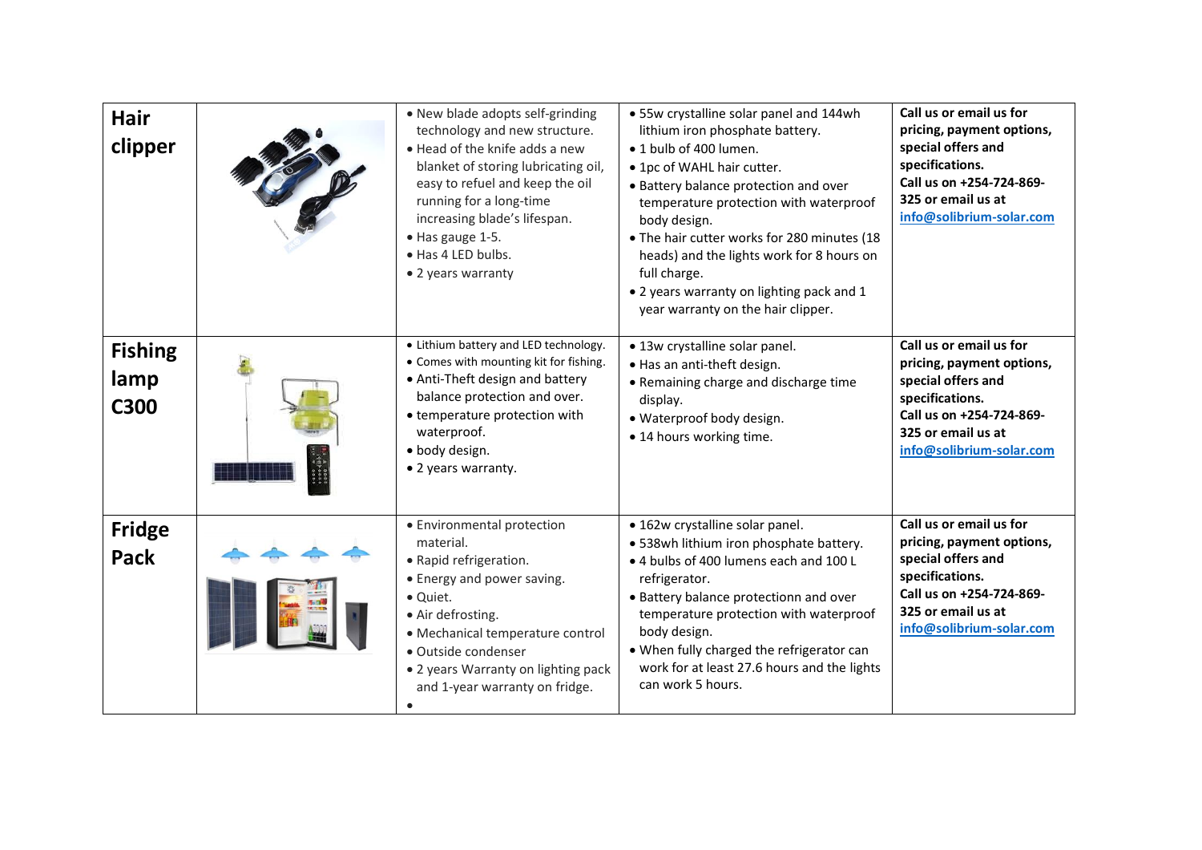| | | | | |
|---|---|---|---|---|
| **Hair clipper** | | • New blade adopts self-grinding technology and new structure.<br>• Head of the knife adds a new blanket of storing lubricating oil, easy to refuel and keep the oil running for a long-time increasing blade's lifespan.<br>• Has gauge 1-5.<br>• Has 4 LED bulbs.<br>• 2 years warranty | • 55w crystalline solar panel and 144wh lithium iron phosphate battery.<br>• 1 bulb of 400 lumen.<br>• 1pc of WAHL hair cutter.<br>• Battery balance protection and over temperature protection with waterproof body design.<br>• The hair cutter works for 280 minutes (18 heads) and the lights work for 8 hours on full charge.<br>• 2 years warranty on lighting pack and 1 year warranty on the hair clipper. | **Call us or email us for pricing, payment options, special offers and specifications.**<br>**Call us on +254-724-869-325 or email us at [info@solibrium-solar.com](mailto:info@solibrium-solar.com)** |
| **Fishing lamp C300** | | • Lithium battery and LED technology.<br>• Comes with mounting kit for fishing.<br>• Anti-Theft design and battery balance protection and over.<br>• temperature protection with waterproof.<br>• body design.<br>• 2 years warranty. | • 13w crystalline solar panel.<br>• Has an anti-theft design.<br>• Remaining charge and discharge time display.<br>• Waterproof body design.<br>• 14 hours working time. | **Call us or email us for pricing, payment options, special offers and specifications.**<br>**Call us on +254-724-869-325 or email us at [info@solibrium-solar.com](mailto:info@solibrium-solar.com)** |
| **Fridge Pack** | | • Environmental protection material.<br>• Rapid refrigeration.<br>• Energy and power saving.<br>• Quiet.<br>• Air defrosting.<br>• Mechanical temperature control<br>• Outside condenser<br>• 2 years Warranty on lighting pack and 1-year warranty on fridge.<br>• | • 162w crystalline solar panel.<br>• 538wh lithium iron phosphate battery.<br>• 4 bulbs of 400 lumens each and 100 L refrigerator.<br>• Battery balance protectionn and over temperature protection with waterproof body design.<br>• When fully charged the refrigerator can work for at least 27.6 hours and the lights can work 5 hours. | **Call us or email us for pricing, payment options, special offers and specifications.**<br>**Call us on +254-724-869-325 or email us at [info@solibrium-solar.com](mailto:info@solibrium-solar.com)** |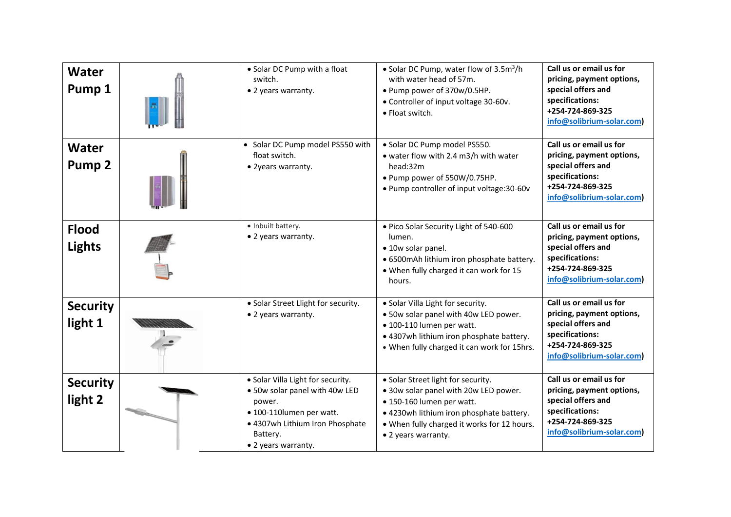| | | | | |
|---|---|---|---|---|
| **Water Pump 1** | | • Solar DC Pump with a float switch.<br>• 2 years warranty. | • Solar DC Pump, water flow of $3.5m^3/h$ with water head of 57m.<br>• Pump power of 370w/0.5HP.<br>• Controller of input voltage 30-60v.<br>• Float switch. | **Call us or email us for pricing, payment options, special offers and specifications: +254-724-869-325 info@solibrium-solar.com)** |
| **Water Pump 2** | | • Solar DC Pump model PS550 with float switch.<br>• 2years warranty. | • Solar DC Pump model PS550.<br>• water flow with 2.4 m3/h with water head:32m<br>• Pump power of 550W/0.75HP.<br>• Pump controller of input voltage:30-60v | **Call us or email us for pricing, payment options, special offers and specifications: +254-724-869-325 info@solibrium-solar.com)** |
| **Flood Lights** | | • Inbuilt battery.<br>• 2 years warranty. | • Pico Solar Security Light of 540-600 lumen.<br>• 10w solar panel.<br>• 6500mAh lithium iron phosphate battery.<br>• When fully charged it can work for 15 hours. | **Call us or email us for pricing, payment options, special offers and specifications: +254-724-869-325 info@solibrium-solar.com)** |
| **Security light 1** | | • Solar Street Llight for security.<br>• 2 years warranty. | • Solar Villa Light for security.<br>• 50w solar panel with 40w LED power.<br>• 100-110 lumen per watt.<br>• 4307wh lithium iron phosphate battery.<br>• When fully charged it can work for 15hrs. | **Call us or email us for pricing, payment options, special offers and specifications: +254-724-869-325 info@solibrium-solar.com)** |
| **Security light 2** | | • Solar Villa Light for security.<br>• 50w solar panel with 40w LED power.<br>• 100-110lumen per watt.<br>• 4307wh Lithium Iron Phosphate Battery.<br>• 2 years warranty. | • Solar Street light for security.<br>• 30w solar panel with 20w LED power.<br>• 150-160 lumen per watt.<br>• 4230wh lithium iron phosphate battery.<br>• When fully charged it works for 12 hours.<br>• 2 years warranty. | **Call us or email us for pricing, payment options, special offers and specifications: +254-724-869-325 info@solibrium-solar.com)** |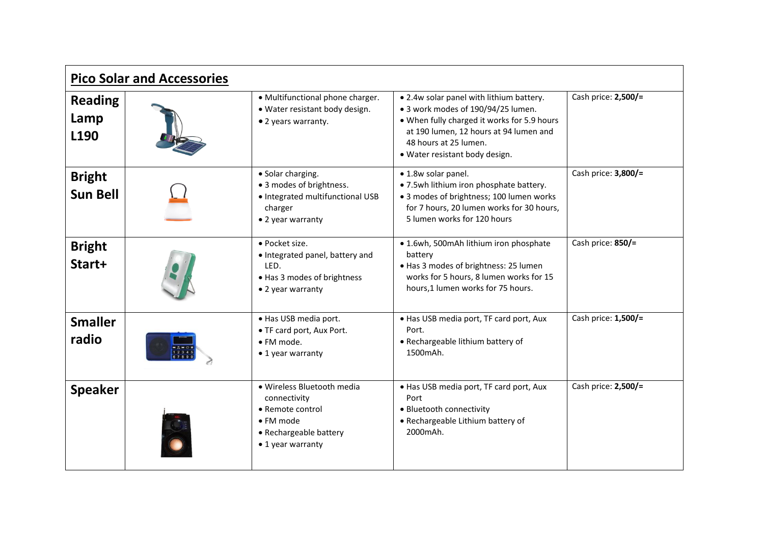| Pico Solar and Accessories | | | | |
|---|---|---|---|---|
| **Reading Lamp L190** | | • Multifunctional phone charger.<br>• Water resistant body design.<br>• 2 years warranty. | • 2.4w solar panel with lithium battery.<br>• 3 work modes of 190/94/25 lumen.<br>• When fully charged it works for 5.9 hours at 190 lumen, 12 hours at 94 lumen and 48 hours at 25 lumen.<br>• Water resistant body design. | Cash price: **2,500/=** |
| **Bright Sun Bell** | | • Solar charging.<br>• 3 modes of brightness.<br>• Integrated multifunctional USB charger<br>• 2 year warranty | • 1.8w solar panel.<br>• 7.5wh lithium iron phosphate battery.<br>• 3 modes of brightness; 100 lumen works for 7 hours, 20 lumen works for 30 hours, 5 lumen works for 120 hours | Cash price: **3,800/=** |
| **Bright Start+** | | • Pocket size.<br>• Integrated panel, battery and LED.<br>• Has 3 modes of brightness<br>• 2 year warranty | • 1.6wh, 500mAh lithium iron phosphate battery<br>• Has 3 modes of brightness: 25 lumen works for 5 hours, 8 lumen works for 15 hours,1 lumen works for 75 hours. | Cash price: **850/=** |
| **Smaller radio** | | • Has USB media port.<br>• TF card port, Aux Port.<br>• FM mode.<br>• 1 year warranty | • Has USB media port, TF card port, Aux Port.<br>• Rechargeable lithium battery of 1500mAh. | Cash price: **1,500/=** |
| **Speaker** | | • Wireless Bluetooth media connectivity<br>• Remote control<br>• FM mode<br>• Rechargeable battery<br>• 1 year warranty | • Has USB media port, TF card port, Aux Port<br>• Bluetooth connectivity<br>• Rechargeable Lithium battery of 2000mAh. | Cash price: **2,500/=** |